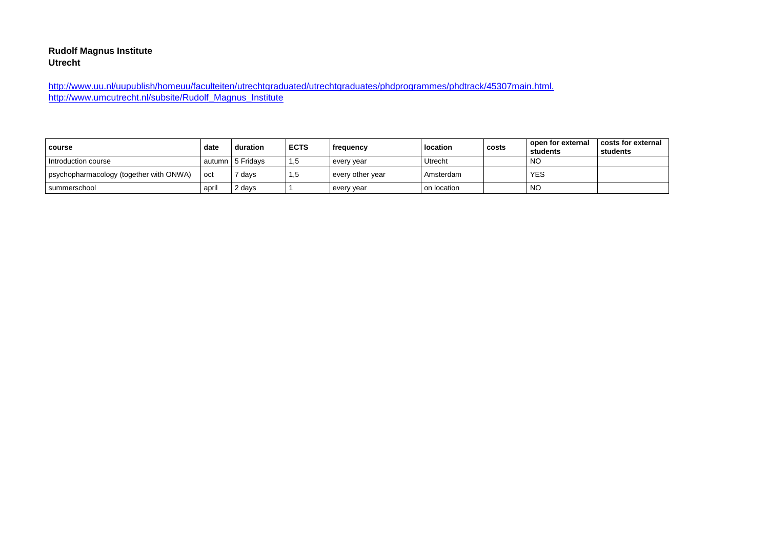**Rudolf Magnus Institute**
**Utrecht**

http://www.uu.nl/uupublish/homeuu/faculteiten/utrechtgraduated/utrechtgraduates/phdprogrammes/phdtrack/45307main.html.
http://www.umcutrecht.nl/subsite/Rudolf_Magnus_Institute

| course | date | duration | ECTS | frequency | location | costs | open for external students | costs for external students |
|---|---|---|---|---|---|---|---|---|
| Introduction course | autumn | 5 Fridays | 1,5 | every year | Utrecht | | NO | |
| psychopharmacology (together with ONWA) | oct | 7 days | 1,5 | every other year | Amsterdam | | YES | |
| summerschool | april | 2 days | 1 | every year | on location | | NO | |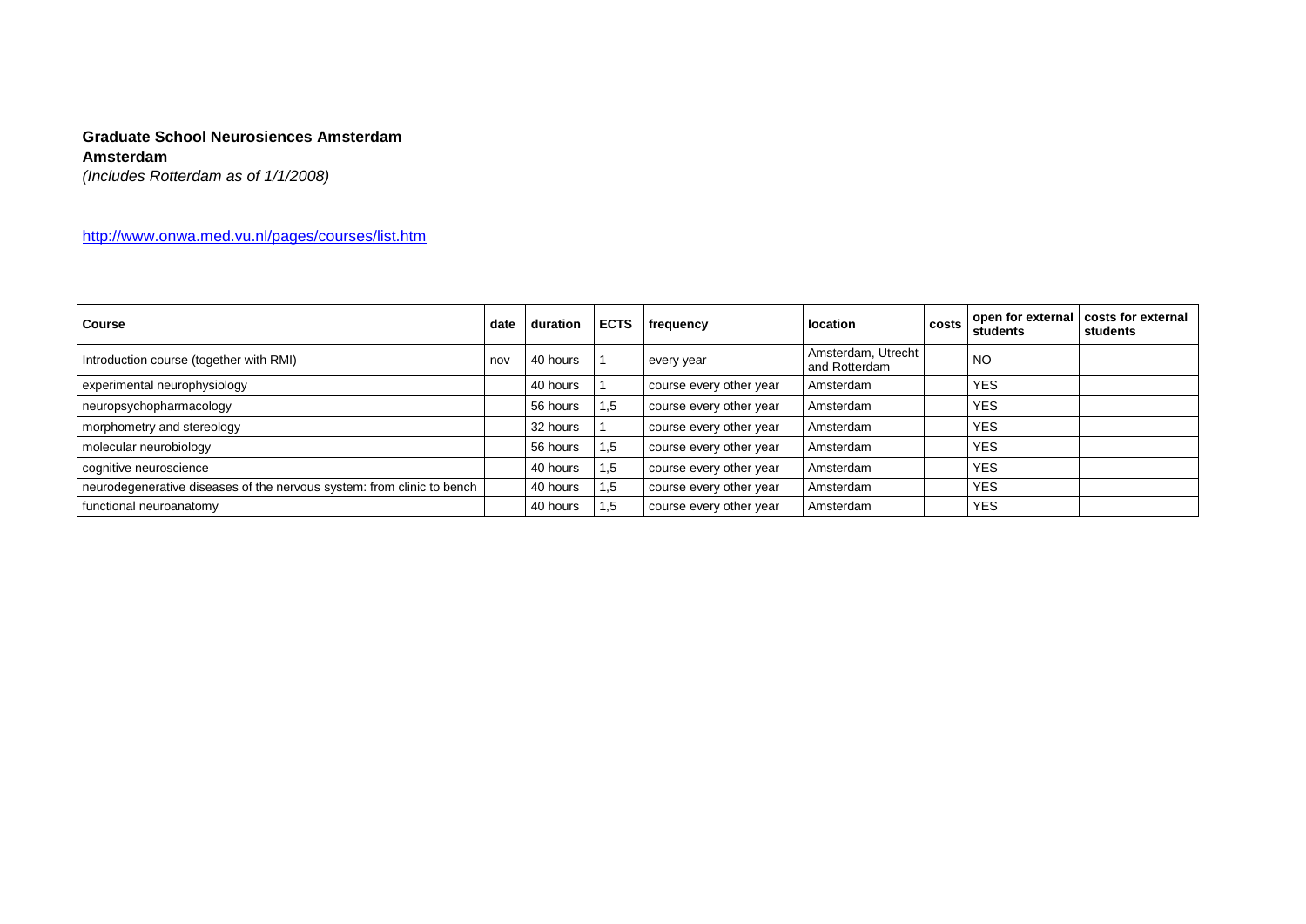**Graduate School Neurosiences Amsterdam**
**Amsterdam**
*(Includes Rotterdam as of 1/1/2008)*

http://www.onwa.med.vu.nl/pages/courses/list.htm

| Course | date | duration | ECTS | frequency | location | costs | open for external students | costs for external students |
|---|---|---|---|---|---|---|---|---|
| Introduction course (together with RMI) | nov | 40 hours | 1 | every year | Amsterdam, Utrecht and Rotterdam | | NO | |
| experimental neurophysiology | | 40 hours | 1 | course every other year | Amsterdam | | YES | |
| neuropsychopharmacology | | 56 hours | 1,5 | course every other year | Amsterdam | | YES | |
| morphometry and stereology | | 32 hours | 1 | course every other year | Amsterdam | | YES | |
| molecular neurobiology | | 56 hours | 1,5 | course every other year | Amsterdam | | YES | |
| cognitive neuroscience | | 40 hours | 1,5 | course every other year | Amsterdam | | YES | |
| neurodegenerative diseases of the nervous system: from clinic to bench | | 40 hours | 1,5 | course every other year | Amsterdam | | YES | |
| functional neuroanatomy | | 40 hours | 1,5 | course every other year | Amsterdam | | YES | |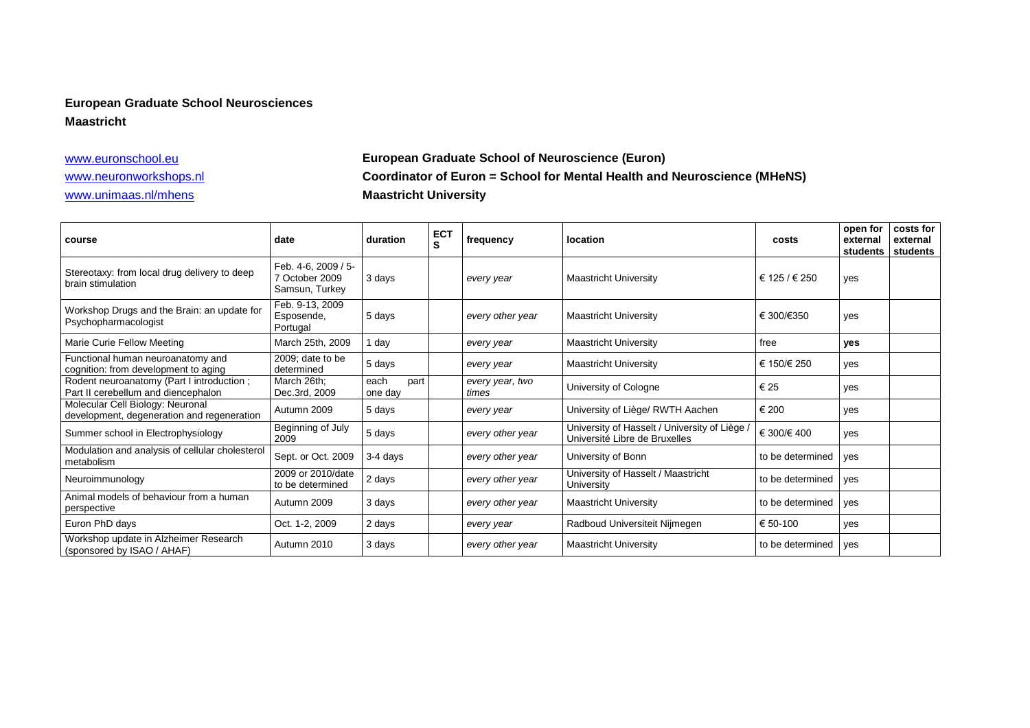**European Graduate School Neurosciences**
**Maastricht**

[www.euronschool.eu](www.euronschool.eu)
[www.neuronworkshops.nl](www.neuronworkshops.nl)
[www.unimaas.nl/mhens](www.unimaas.nl/mhens)

**European Graduate School of Neuroscience (Euron)**
**Coordinator of Euron = School for Mental Health and Neuroscience (MHeNS)**
**Maastricht University**

| course | date | duration | ECTS | frequency | location | costs | open for external students | costs for external students |
|---|---|---|---|---|---|---|---|---|
| Stereotaxy: from local drug delivery to deep brain stimulation | Feb. 4-6, 2009 / 5-7 October 2009 Samsun, Turkey | 3 days | | *every year* | Maastricht University | € 125 / € 250 | yes | |
| Workshop Drugs and the Brain: an update for Psychopharmacologist | Feb. 9-13, 2009 Esposende, Portugal | 5 days | | *every other year* | Maastricht University | € 300/€350 | yes | |
| Marie Curie Fellow Meeting | March 25th, 2009 | 1 day | | *every year* | Maastricht University | free | **yes** | |
| Functional human neuroanatomy and cognition: from development to aging | 2009; date to be determined | 5 days | | *every year* | Maastricht University | € 150/€ 250 | yes | |
| Rodent neuroanatomy (Part I introduction ; Part II cerebellum and diencephalon | March 26th; Dec.3rd, 2009 | each part one day | | *every year, two times* | University of Cologne | € 25 | yes | |
| Molecular Cell Biology: Neuronal development, degeneration and regeneration | Autumn 2009 | 5 days | | *every year* | University of Liège/ RWTH Aachen | € 200 | yes | |
| Summer school in Electrophysiology | Beginning of July 2009 | 5 days | | *every other year* | University of Hasselt / University of Liège / Université Libre de Bruxelles | € 300/€ 400 | yes | |
| Modulation and analysis of cellular cholesterol metabolism | Sept. or Oct. 2009 | 3-4 days | | *every other year* | University of Bonn | to be determined | yes | |
| Neuroimmunology | 2009 or 2010/date to be determined | 2 days | | *every other year* | University of Hasselt / Maastricht University | to be determined | yes | |
| Animal models of behaviour from a human perspective | Autumn 2009 | 3 days | | *every other year* | Maastricht University | to be determined | yes | |
| Euron PhD days | Oct. 1-2, 2009 | 2 days | | *every year* | Radboud Universiteit Nijmegen | € 50-100 | yes | |
| Workshop update in Alzheimer Research (sponsored by ISAO / AHAF) | Autumn 2010 | 3 days | | *every other year* | Maastricht University | to be determined | yes | |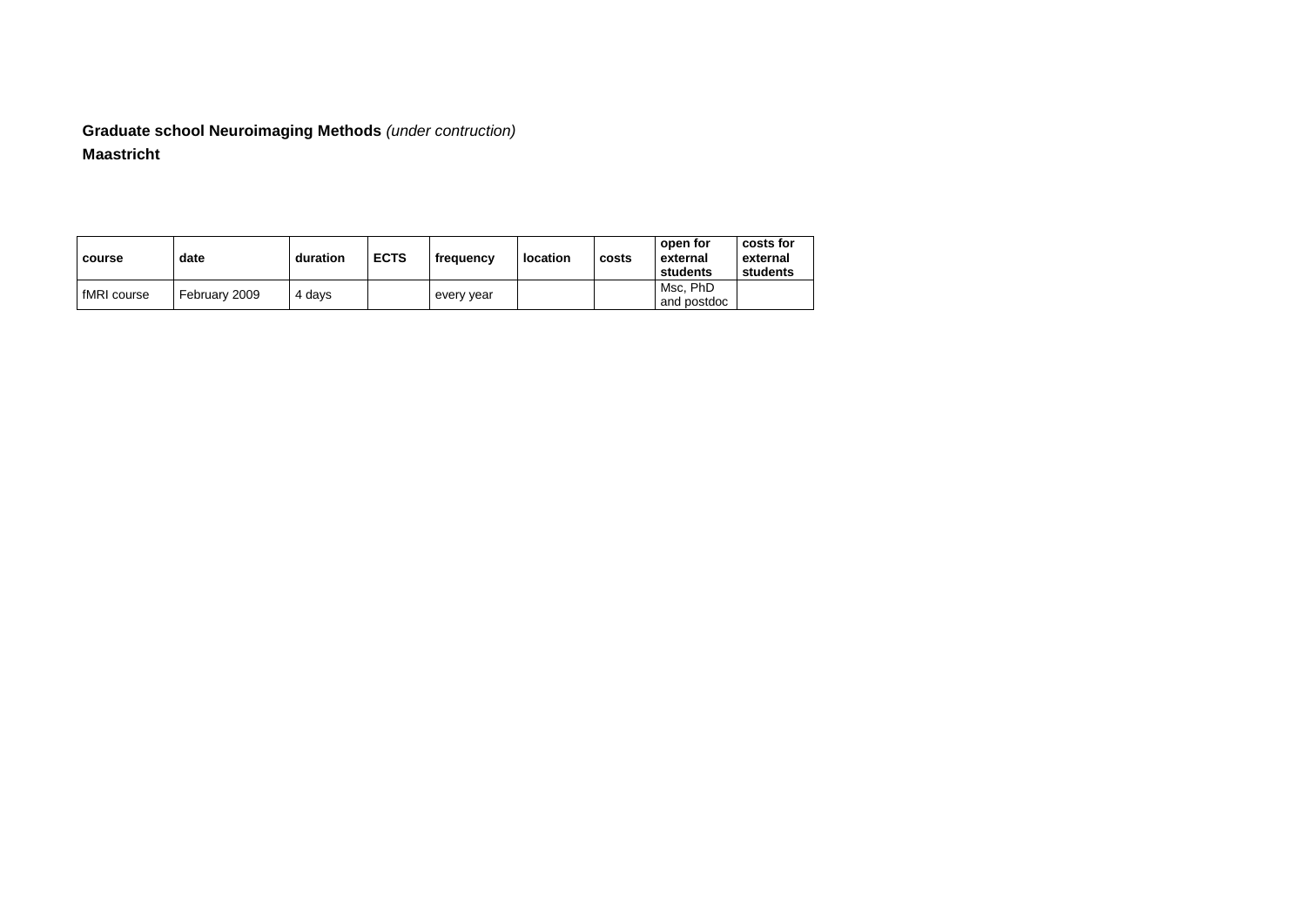**Graduate school Neuroimaging Methods** *(under contruction)*

**Maastricht**

| course | date | duration | ECTS | frequency | location | costs | open for external students | costs for external students |
|---|---|---|---|---|---|---|---|---|
| fMRI course | February 2009 | 4 days | | every year | | | Msc, PhD and postdoc | |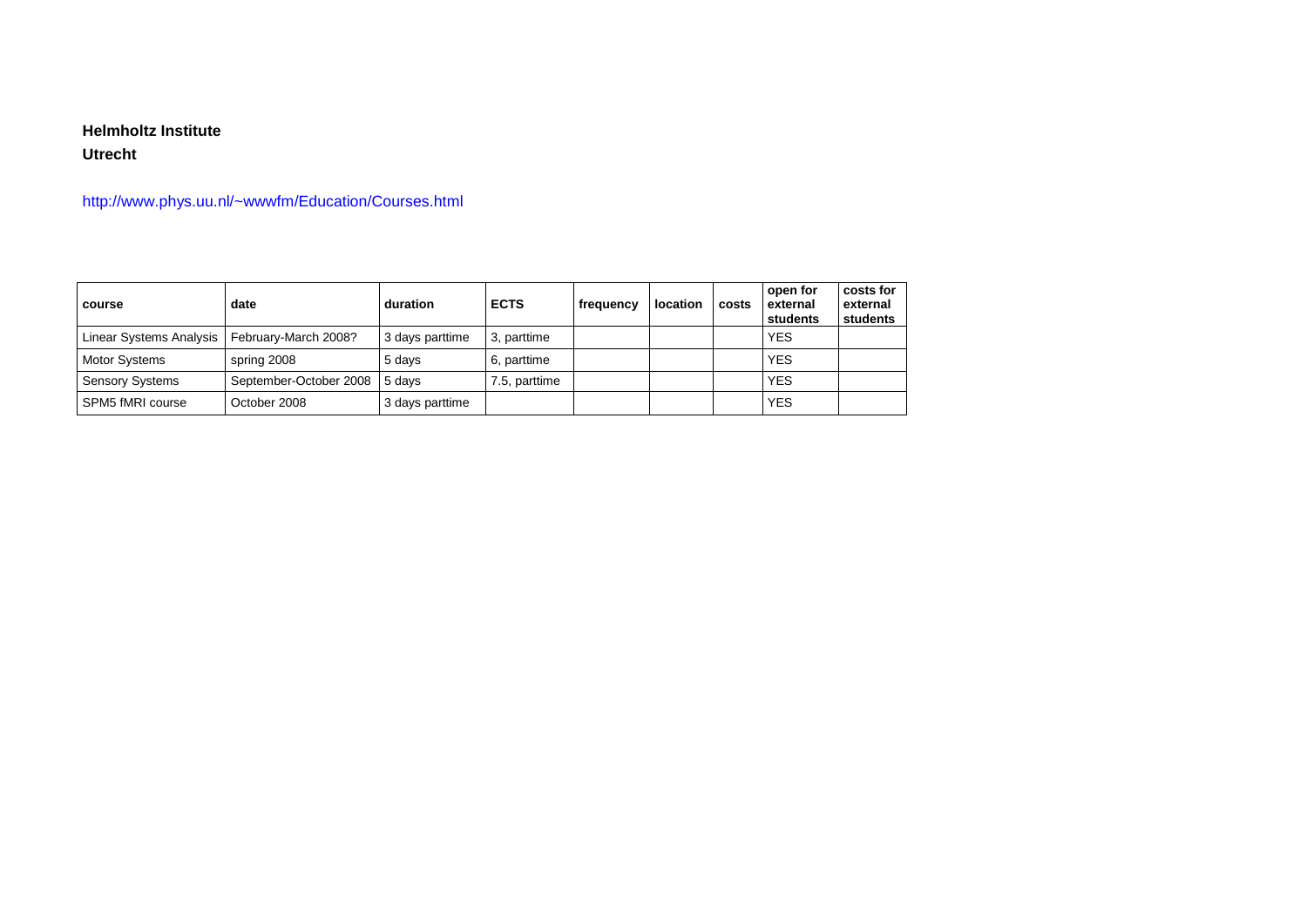**Helmholtz Institute**

**Utrecht**

http://www.phys.uu.nl/~wwwfm/Education/Courses.html

| course | date | duration | ECTS | frequency | location | costs | open for external students | costs for external students |
|---|---|---|---|---|---|---|---|---|
| Linear Systems Analysis | February-March 2008? | 3 days parttime | 3, parttime | | | | YES | |
| Motor Systems | spring 2008 | 5 days | 6, parttime | | | | YES | |
| Sensory Systems | September-October 2008 | 5 days | 7.5, parttime | | | | YES | |
| SPM5 fMRI course | October 2008 | 3 days parttime | | | | | YES | |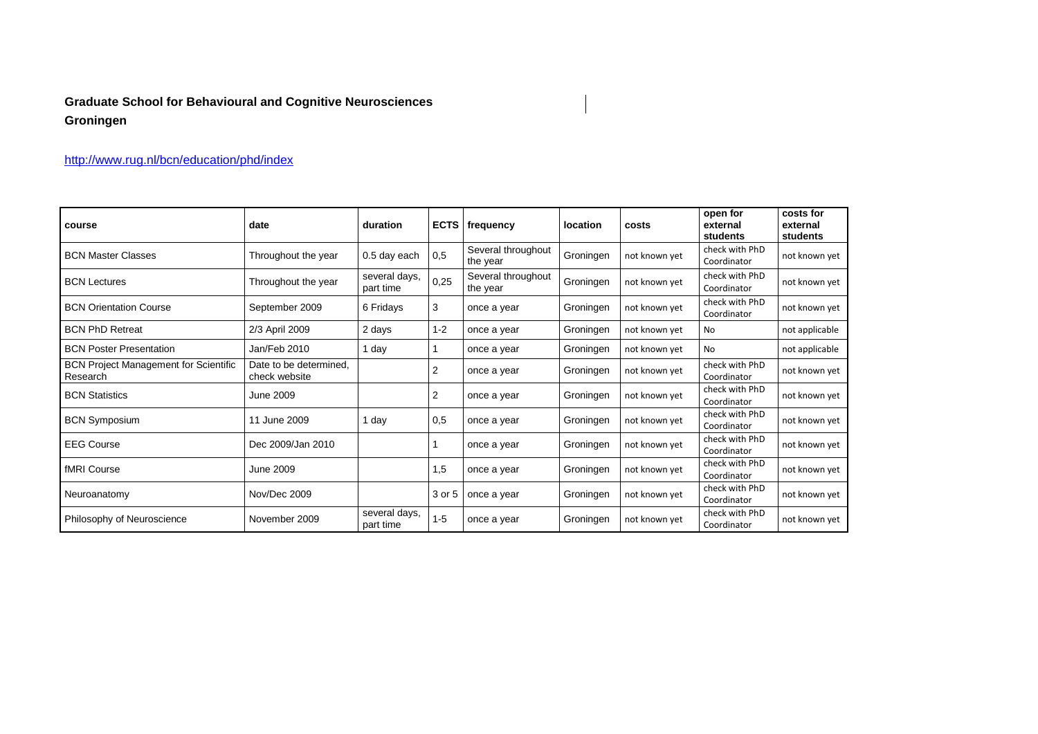**Graduate School for Behavioural and Cognitive Neurosciences**
**Groningen**

http://www.rug.nl/bcn/education/phd/index

| course | date | duration | ECTS | frequency | location | costs | open for external students | costs for external students |
|---|---|---|---|---|---|---|---|---|
| BCN Master Classes | Throughout the year | 0.5 day each | 0,5 | Several throughout the year | Groningen | not known yet | check with PhD Coordinator | not known yet |
| BCN Lectures | Throughout the year | several days, part time | 0,25 | Several throughout the year | Groningen | not known yet | check with PhD Coordinator | not known yet |
| BCN Orientation Course | September 2009 | 6 Fridays | 3 | once a year | Groningen | not known yet | check with PhD Coordinator | not known yet |
| BCN PhD Retreat | 2/3 April 2009 | 2 days | 1-2 | once a year | Groningen | not known yet | No | not applicable |
| BCN Poster Presentation | Jan/Feb 2010 | 1 day | 1 | once a year | Groningen | not known yet | No | not applicable |
| BCN Project Management for Scientific Research | Date to be determined, check website | | 2 | once a year | Groningen | not known yet | check with PhD Coordinator | not known yet |
| BCN Statistics | June 2009 | | 2 | once a year | Groningen | not known yet | check with PhD Coordinator | not known yet |
| BCN Symposium | 11 June 2009 | 1 day | 0,5 | once a year | Groningen | not known yet | check with PhD Coordinator | not known yet |
| EEG Course | Dec 2009/Jan 2010 | | 1 | once a year | Groningen | not known yet | check with PhD Coordinator | not known yet |
| fMRI Course | June 2009 | | 1,5 | once a year | Groningen | not known yet | check with PhD Coordinator | not known yet |
| Neuroanatomy | Nov/Dec 2009 | | 3 or 5 | once a year | Groningen | not known yet | check with PhD Coordinator | not known yet |
| Philosophy of Neuroscience | November 2009 | several days, part time | 1-5 | once a year | Groningen | not known yet | check with PhD Coordinator | not known yet |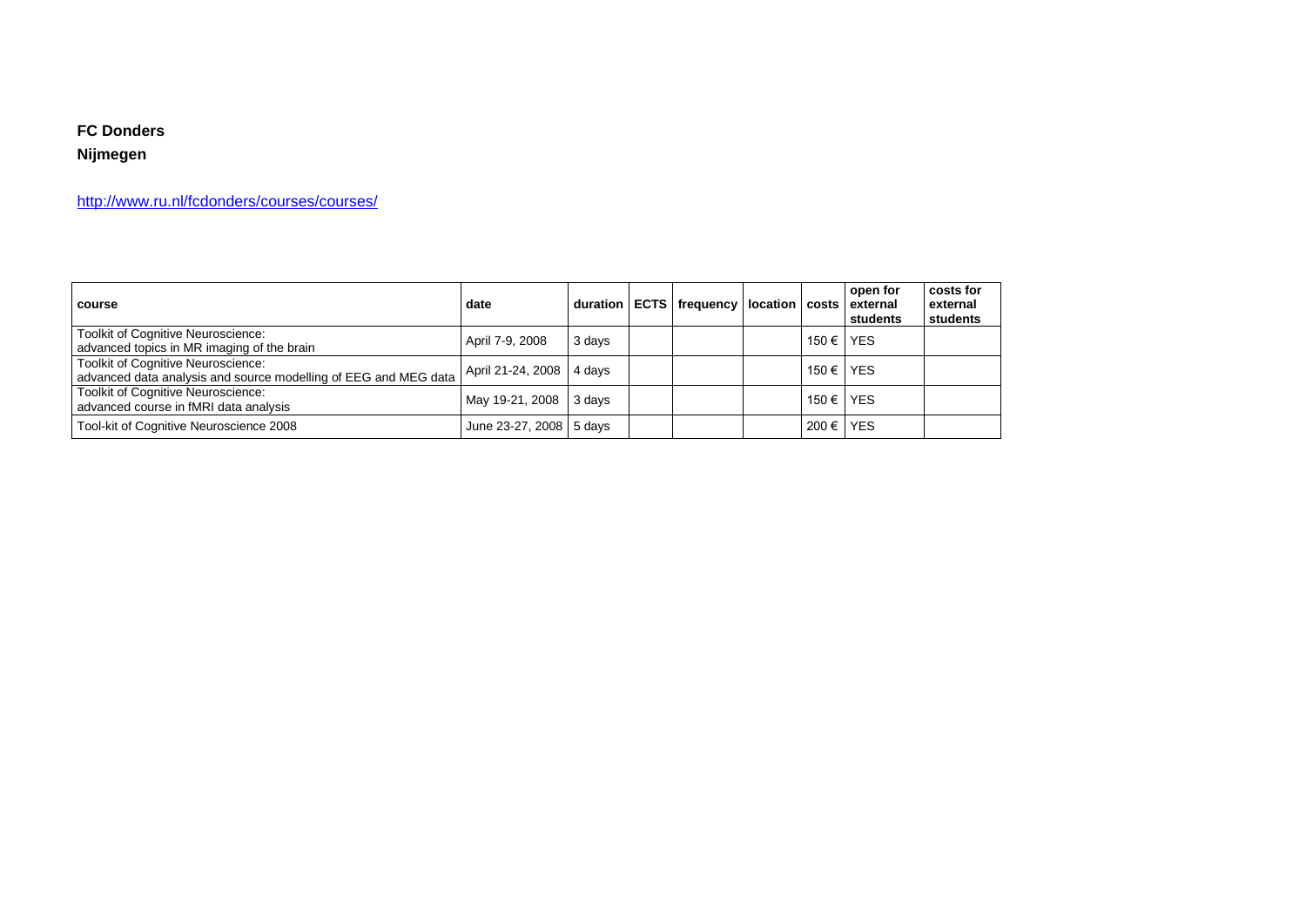**FC Donders**

**Nijmegen**

http://www.ru.nl/fcdonders/courses/courses/

| course | date | duration | ECTS | frequency | location | costs | open for external students | costs for external students |
|---|---|---|---|---|---|---|---|---|
| Toolkit of Cognitive Neuroscience: advanced topics in MR imaging of the brain | April 7-9, 2008 | 3 days | | | | 150 € | YES | |
| Toolkit of Cognitive Neuroscience: advanced data analysis and source modelling of EEG and MEG data | April 21-24, 2008 | 4 days | | | | 150 € | YES | |
| Toolkit of Cognitive Neuroscience: advanced course in fMRI data analysis | May 19-21, 2008 | 3 days | | | | 150 € | YES | |
| Tool-kit of Cognitive Neuroscience 2008 | June 23-27, 2008 | 5 days | | | | 200 € | YES | |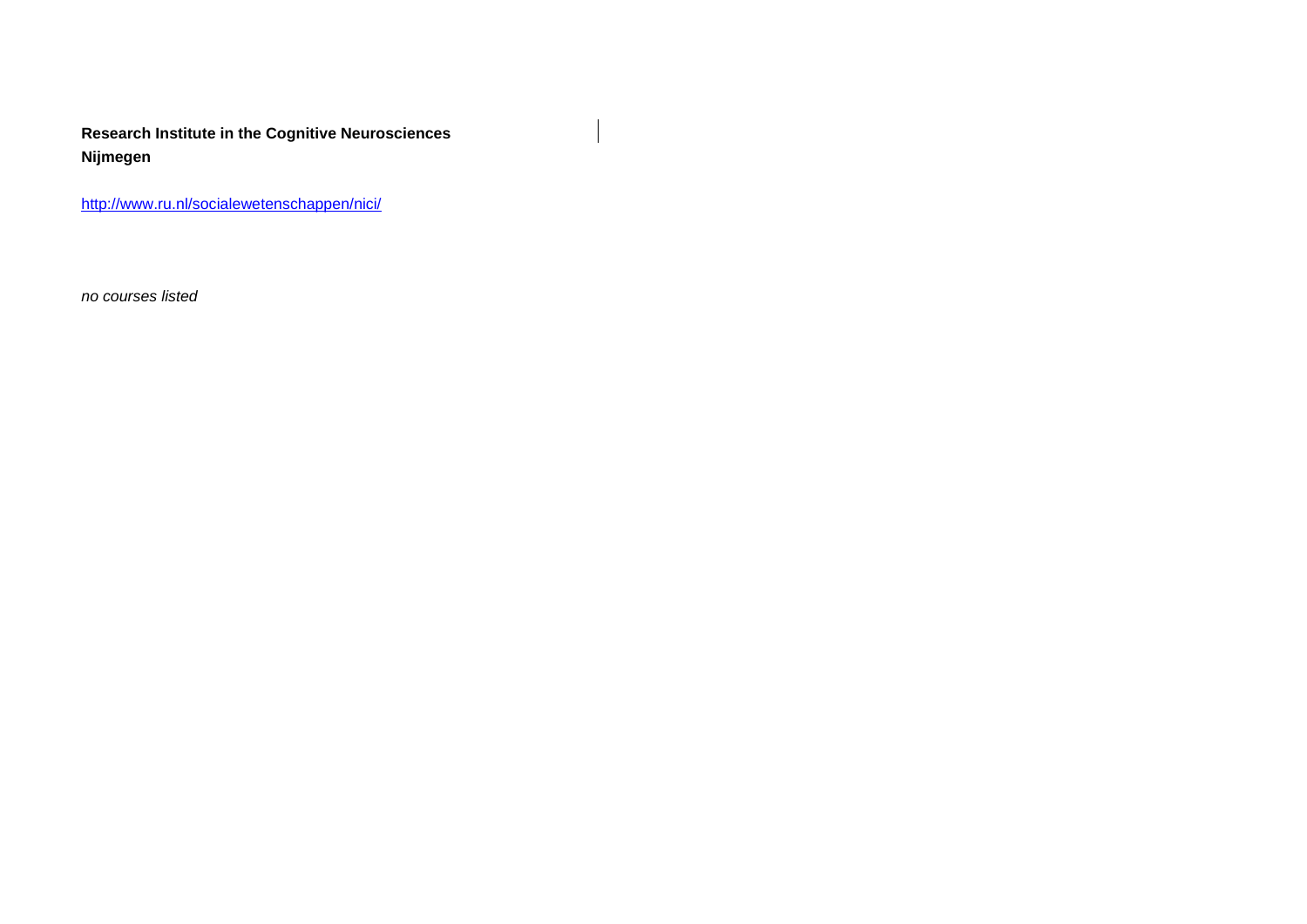**Research Institute in the Cognitive Neurosciences**
**Nijmegen**

http://www.ru.nl/socialewetenschappen/nici/

*no courses listed*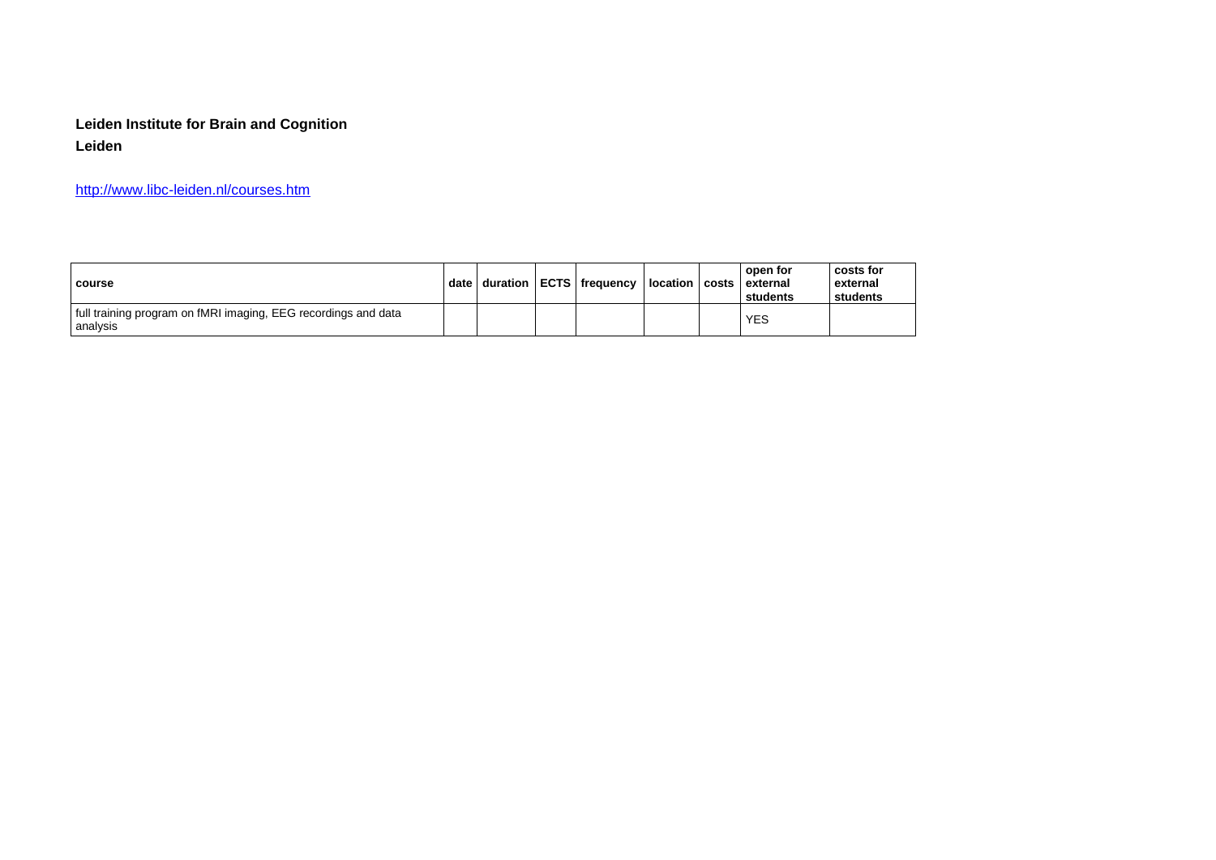**Leiden Institute for Brain and Cognition**

**Leiden**

http://www.libc-leiden.nl/courses.htm

| course | date | duration | ECTS | frequency | location | costs | open for external students | costs for external students |
|---|---|---|---|---|---|---|---|---|
| full training program on fMRI imaging, EEG recordings and data analysis | | | | | | | YES | |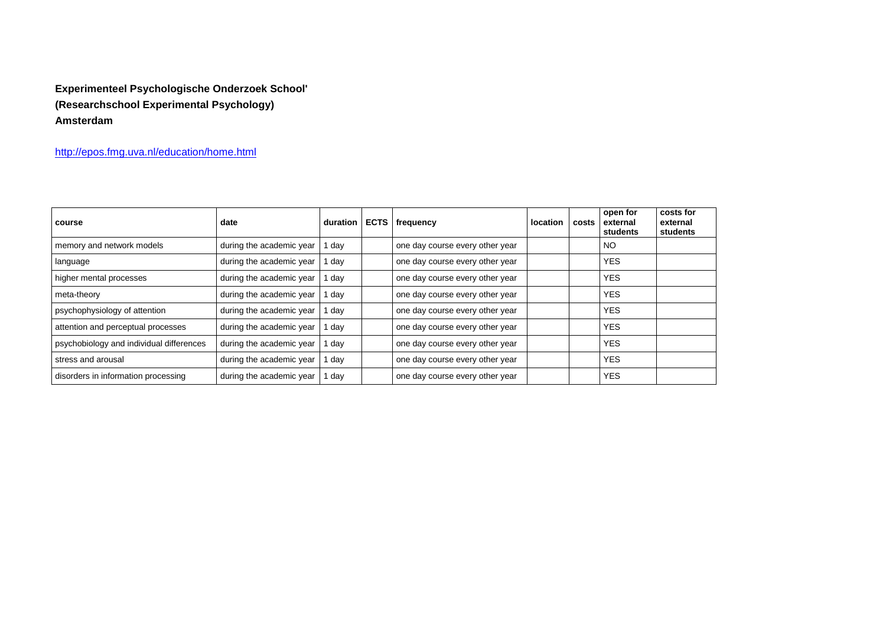**Experimenteel Psychologische Onderzoek School'**
**(Researchschool Experimental Psychology)**
**Amsterdam**

http://epos.fmg.uva.nl/education/home.html

| course | date | duration | ECTS | frequency | location | costs | open for external students | costs for external students |
|---|---|---|---|---|---|---|---|---|
| memory and network models | during the academic year | 1 day | | one day course every other year | | | NO | |
| language | during the academic year | 1 day | | one day course every other year | | | YES | |
| higher mental processes | during the academic year | 1 day | | one day course every other year | | | YES | |
| meta-theory | during the academic year | 1 day | | one day course every other year | | | YES | |
| psychophysiology of attention | during the academic year | 1 day | | one day course every other year | | | YES | |
| attention and perceptual processes | during the academic year | 1 day | | one day course every other year | | | YES | |
| psychobiology and individual differences | during the academic year | 1 day | | one day course every other year | | | YES | |
| stress and arousal | during the academic year | 1 day | | one day course every other year | | | YES | |
| disorders in information processing | during the academic year | 1 day | | one day course every other year | | | YES | |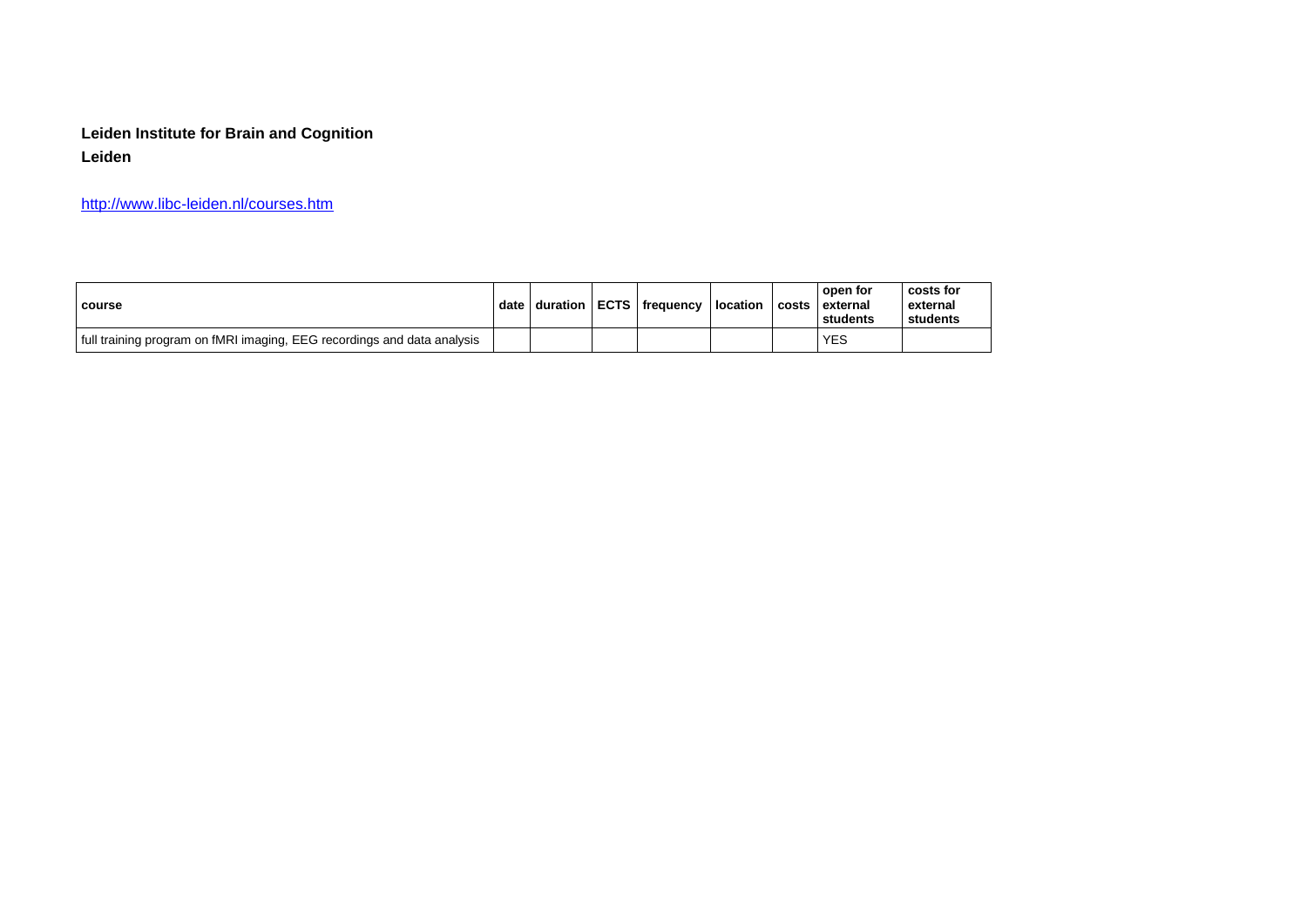**Leiden Institute for Brain and Cognition**
**Leiden**

http://www.libc-leiden.nl/courses.htm

| course | date | duration | ECTS | frequency | location | costs | open for external students | costs for external students |
|---|---|---|---|---|---|---|---|---|
| full training program on fMRI imaging, EEG recordings and data analysis | | | | | | | YES | |